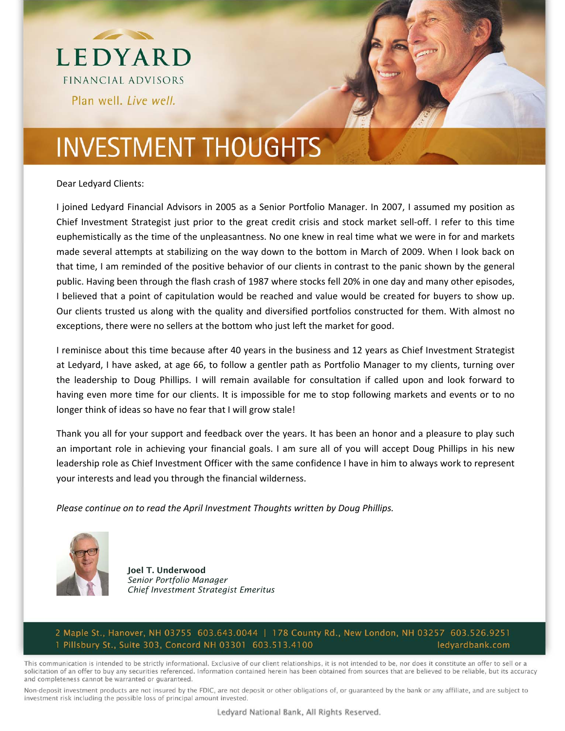# LEDYARD

FINANCIAL ADVISORS

Plan well. *Live well.*

# INVESTMENT THOUGHTS

Dear Ledyard Clients:

I joined Ledyard Financial Advisors in 2005 as a Senior Portfolio Manager. In 2007, I assumed my position as Chief Investment Strategist just prior to the great credit crisis and stock market sell-off. I refer to this time euphemistically as the time of the unpleasantness. No one knew in real time what we were in for and markets made several attempts at stabilizing on the way down to the bottom in March of 2009. When I look back on that time, I am reminded of the positive behavior of our clients in contrast to the panic shown by the general public. Having been through the flash crash of 1987 where stocks fell 20% in one day and many other episodes, I believed that a point of capitulation would be reached and value would be created for buyers to show up. Our clients trusted us along with the quality and diversified portfolios constructed for them. With almost no exceptions, there were no sellers at the bottom who just left the market for good.

I reminisce about this time because after 40 years in the business and 12 years as Chief Investment Strategist at Ledyard, I have asked, at age 66, to follow a gentler path as Portfolio Manager to my clients, turning over the leadership to Doug Phillips. I will remain available for consultation if called upon and look forward to having even more time for our clients. It is impossible for me to stop following markets and events or to no longer think of ideas so have no fear that I will grow stale!

Thank you all for your support and feedback over the years. It has been an honor and a pleasure to play such an important role in achieving your financial goals. I am sure all of you will accept Doug Phillips in his new leadership role as Chief Investment Officer with the same confidence I have in him to always work to represent your interests and lead you through the financial wilderness.

*Please continue on to read the April Investment Thoughts written by Doug Phillips.*

**Joel T. Underwood**
*Senior Portfolio Manager*
*Chief Investment Strategist Emeritus*

2 Maple St., Hanover, NH 03755 603.643.0044 | 178 County Rd., New London, NH 03257 603.526.9251
1 Pillsbury St., Suite 303, Concord NH 03301 603.513.4100 ledyardbank.com

This communication is intended to be strictly informational. Exclusive of our client relationships, it is not intended to be, nor does it constitute an offer to sell or a solicitation of an offer to buy any securities referenced. Information contained herein has been obtained from sources that are believed to be reliable, but its accuracy and completeness cannot be warranted or guaranteed.

Non-deposit investment products are not insured by the FDIC, are not deposit or other obligations of, or guaranteed by the bank or any affiliate, and are subject to investment risk including the possible loss of principal amount invested.

Ledyard National Bank, All Rights Reserved.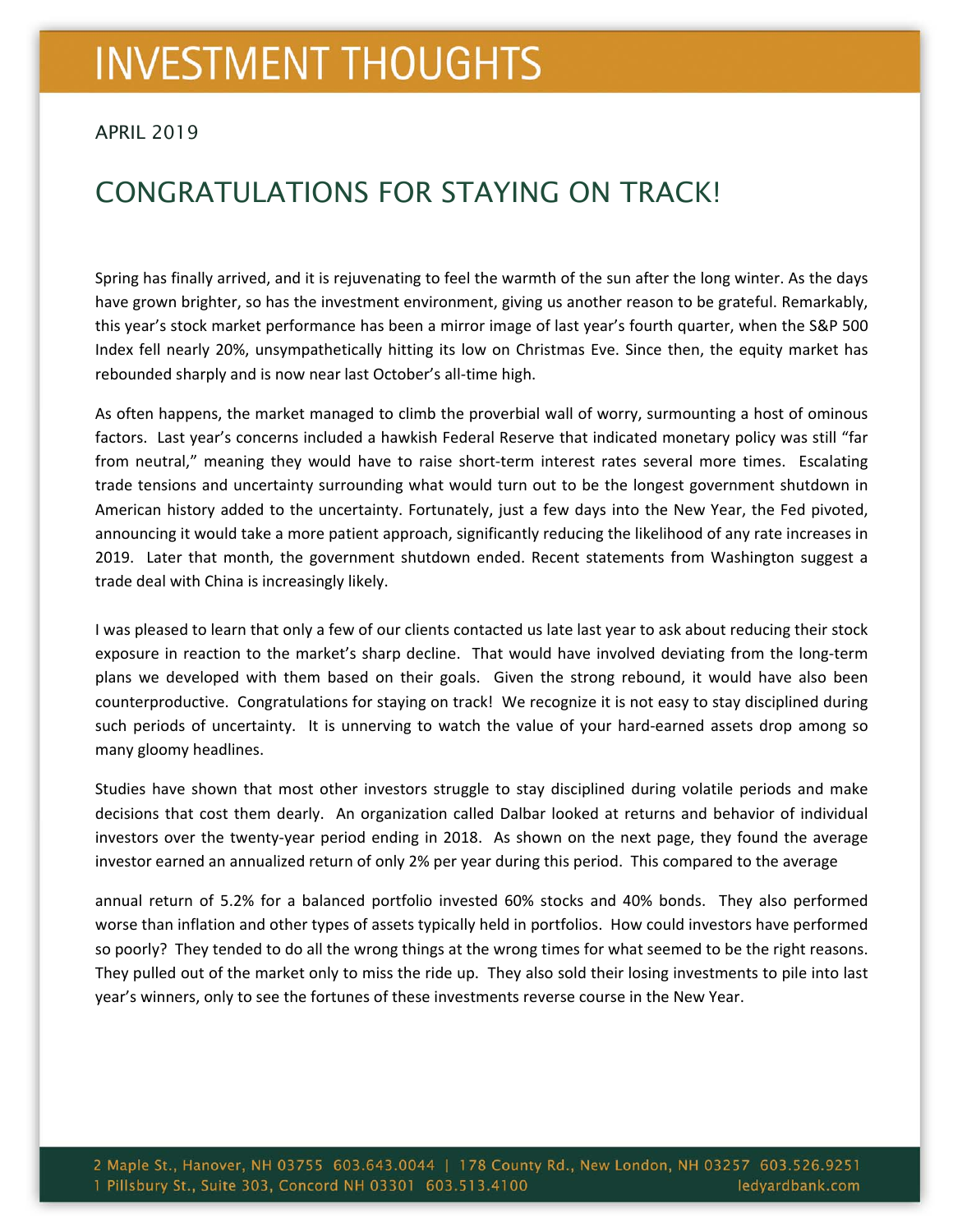# INVESTMENT THOUGHTS

APRIL 2019

## CONGRATULATIONS FOR STAYING ON TRACK!

Spring has finally arrived, and it is rejuvenating to feel the warmth of the sun after the long winter. As the days have grown brighter, so has the investment environment, giving us another reason to be grateful. Remarkably, this year's stock market performance has been a mirror image of last year's fourth quarter, when the S&P 500 Index fell nearly 20%, unsympathetically hitting its low on Christmas Eve. Since then, the equity market has rebounded sharply and is now near last October's all-time high.

As often happens, the market managed to climb the proverbial wall of worry, surmounting a host of ominous factors. Last year's concerns included a hawkish Federal Reserve that indicated monetary policy was still "far from neutral," meaning they would have to raise short-term interest rates several more times. Escalating trade tensions and uncertainty surrounding what would turn out to be the longest government shutdown in American history added to the uncertainty. Fortunately, just a few days into the New Year, the Fed pivoted, announcing it would take a more patient approach, significantly reducing the likelihood of any rate increases in 2019. Later that month, the government shutdown ended. Recent statements from Washington suggest a trade deal with China is increasingly likely.

I was pleased to learn that only a few of our clients contacted us late last year to ask about reducing their stock exposure in reaction to the market's sharp decline. That would have involved deviating from the long-term plans we developed with them based on their goals. Given the strong rebound, it would have also been counterproductive. Congratulations for staying on track! We recognize it is not easy to stay disciplined during such periods of uncertainty. It is unnerving to watch the value of your hard-earned assets drop among so many gloomy headlines.

Studies have shown that most other investors struggle to stay disciplined during volatile periods and make decisions that cost them dearly. An organization called Dalbar looked at returns and behavior of individual investors over the twenty-year period ending in 2018. As shown on the next page, they found the average investor earned an annualized return of only 2% per year during this period. This compared to the average annual return of 5.2% for a balanced portfolio invested 60% stocks and 40% bonds. They also performed worse than inflation and other types of assets typically held in portfolios. How could investors have performed so poorly? They tended to do all the wrong things at the wrong times for what seemed to be the right reasons. They pulled out of the market only to miss the ride up. They also sold their losing investments to pile into last year's winners, only to see the fortunes of these investments reverse course in the New Year.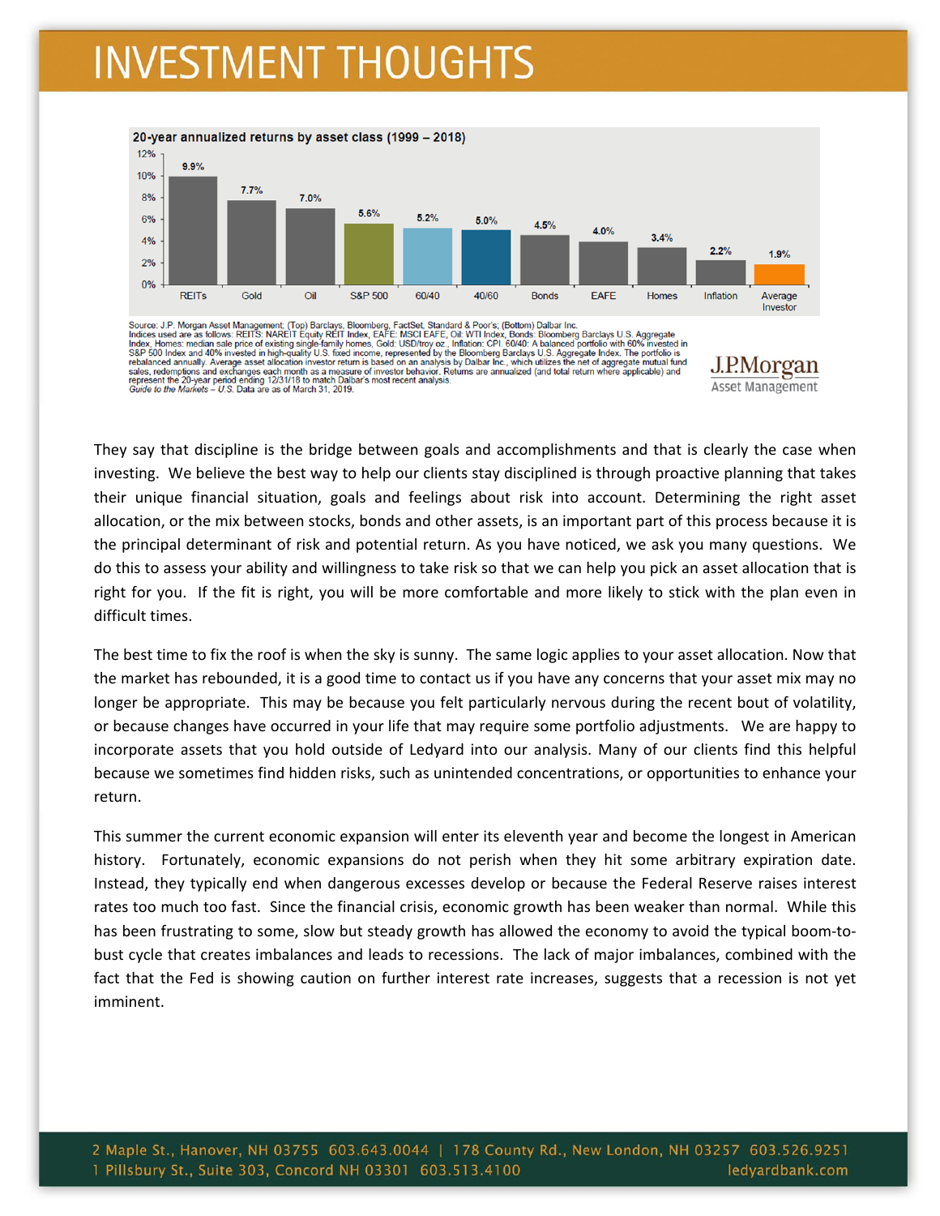# INVESTMENT THOUGHTS

**20-year annualized returns by asset class (1999 – 2018)**

| Asset Class | Return |
|---|---|
| REITs | 9.9% |
| Gold | 7.7% |
| Oil | 7.0% |
| S&P 500 | 5.6% |
| 60/40 | 5.2% |
| 40/60 | 5.0% |
| Bonds | 4.5% |
| EAFE | 4.0% |
| Homes | 3.4% |
| Inflation | 2.2% |
| Average Investor | 1.9% |

Source: J.P. Morgan Asset Management; (Top) Barclays, Bloomberg, FactSet, Standard & Poor's; (Bottom) Dalbar Inc.
Indices used are as follows: REITS: NAREIT Equity REIT Index, EAFE: MSCI EAFE, Oil: WTI Index, Bonds: Bloomberg Barclays U.S. Aggregate Index, Homes: median sale price of existing single-family homes, Gold: USD/troy oz., Inflation: CPI. 60/40: A balanced portfolio with 60% invested in S&P 500 Index and 40% invested in high-quality U.S. fixed income, represented by the Bloomberg Barclays U.S. Aggregate Index. The portfolio is rebalanced annually. Average asset allocation investor return is based on an analysis by Dalbar Inc., which utilizes the net of aggregate mutual fund sales, redemptions and exchanges each month as a measure of investor behavior. Returns are annualized (and total return where applicable) and represent the 20-year period ending 12/31/18 to match Dalbar's most recent analysis.
*Guide to the Markets – U.S.* Data are as of March 31, 2019.

J.P.Morgan Asset Management

They say that discipline is the bridge between goals and accomplishments and that is clearly the case when investing. We believe the best way to help our clients stay disciplined is through proactive planning that takes their unique financial situation, goals and feelings about risk into account. Determining the right asset allocation, or the mix between stocks, bonds and other assets, is an important part of this process because it is the principal determinant of risk and potential return. As you have noticed, we ask you many questions. We do this to assess your ability and willingness to take risk so that we can help you pick an asset allocation that is right for you. If the fit is right, you will be more comfortable and more likely to stick with the plan even in difficult times.

The best time to fix the roof is when the sky is sunny. The same logic applies to your asset allocation. Now that the market has rebounded, it is a good time to contact us if you have any concerns that your asset mix may no longer be appropriate. This may be because you felt particularly nervous during the recent bout of volatility, or because changes have occurred in your life that may require some portfolio adjustments. We are happy to incorporate assets that you hold outside of Ledyard into our analysis. Many of our clients find this helpful because we sometimes find hidden risks, such as unintended concentrations, or opportunities to enhance your return.

This summer the current economic expansion will enter its eleventh year and become the longest in American history. Fortunately, economic expansions do not perish when they hit some arbitrary expiration date. Instead, they typically end when dangerous excesses develop or because the Federal Reserve raises interest rates too much too fast. Since the financial crisis, economic growth has been weaker than normal. While this has been frustrating to some, slow but steady growth has allowed the economy to avoid the typical boom-to-bust cycle that creates imbalances and leads to recessions. The lack of major imbalances, combined with the fact that the Fed is showing caution on further interest rate increases, suggests that a recession is not yet imminent.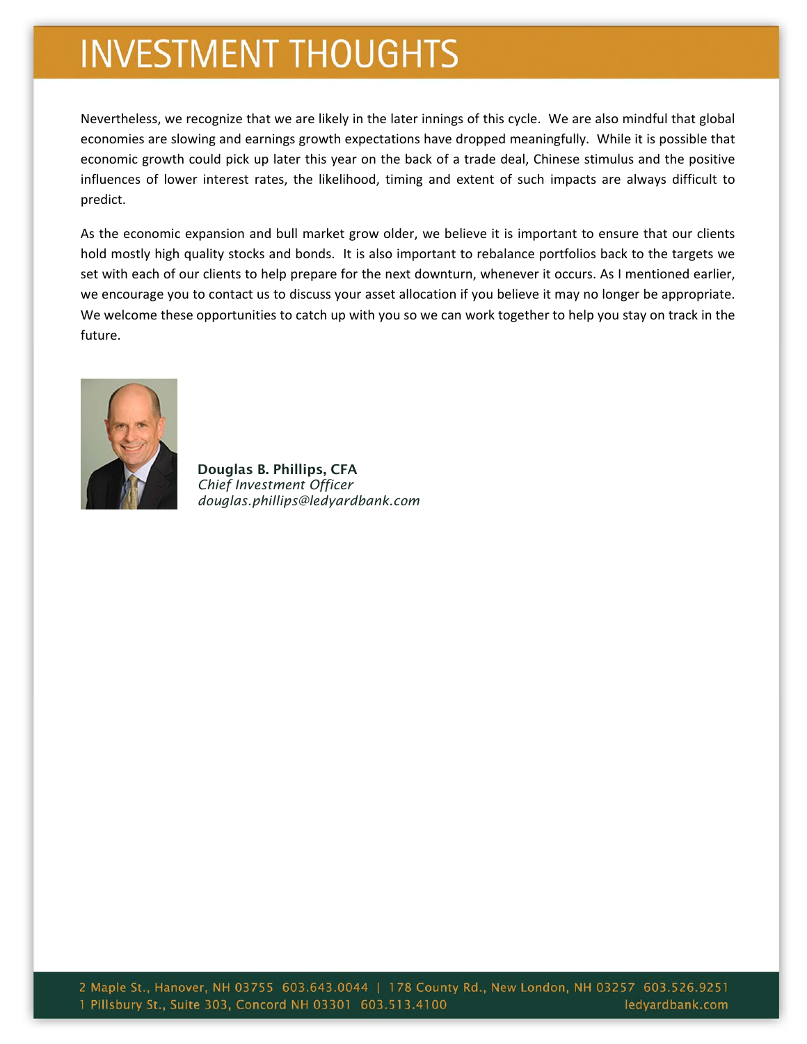# INVESTMENT THOUGHTS

Nevertheless, we recognize that we are likely in the later innings of this cycle. We are also mindful that global economies are slowing and earnings growth expectations have dropped meaningfully. While it is possible that economic growth could pick up later this year on the back of a trade deal, Chinese stimulus and the positive influences of lower interest rates, the likelihood, timing and extent of such impacts are always difficult to predict.

As the economic expansion and bull market grow older, we believe it is important to ensure that our clients hold mostly high quality stocks and bonds. It is also important to rebalance portfolios back to the targets we set with each of our clients to help prepare for the next downturn, whenever it occurs. As I mentioned earlier, we encourage you to contact us to discuss your asset allocation if you believe it may no longer be appropriate. We welcome these opportunities to catch up with you so we can work together to help you stay on track in the future.

**Douglas B. Phillips, CFA**
*Chief Investment Officer*
*douglas.phillips@ledyardbank.com*

2 Maple St., Hanover, NH 03755 603.643.0044 | 178 County Rd., New London, NH 03257 603.526.9251
1 Pillsbury St., Suite 303, Concord NH 03301 603.513.4100 ledyardbank.com